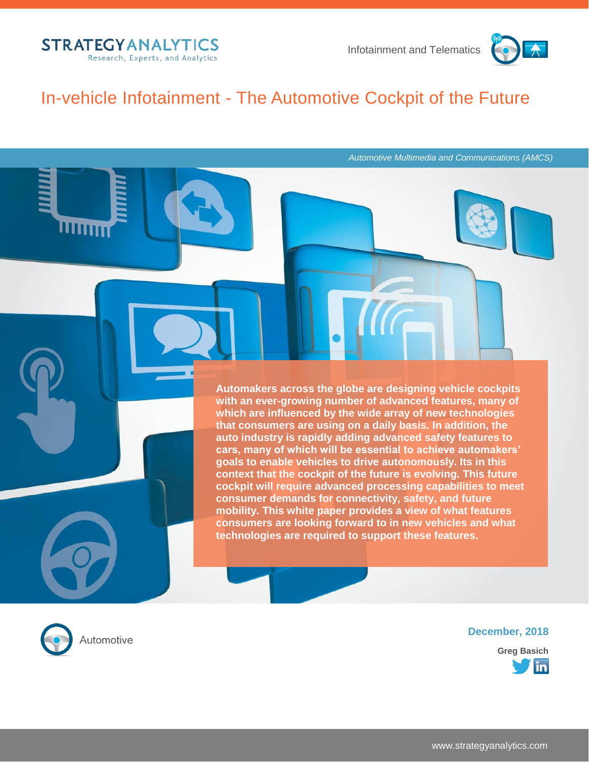STRATEGY ANALYTICS

Research, Experts, and Analytics

Infotainment and Telematics

# In-vehicle Infotainment - The Automotive Cockpit of the Future

*Automotive Multimedia and Communications (AMCS)*

**Automakers across the globe are designing vehicle cockpits with an ever-growing number of advanced features, many of which are influenced by the wide array of new technologies that consumers are using on a daily basis. In addition, the auto industry is rapidly adding advanced safety features to cars, many of which will be essential to achieve automakers' goals to enable vehicles to drive autonomously. Its in this context that the cockpit of the future is evolving. This future cockpit will require advanced processing capabilities to meet consumer demands for connectivity, safety, and future mobility. This white paper provides a view of what features consumers are looking forward to in new vehicles and what technologies are required to support these features.**

Automotive

**December, 2018**

**Greg Basich**

www.strategyanalytics.com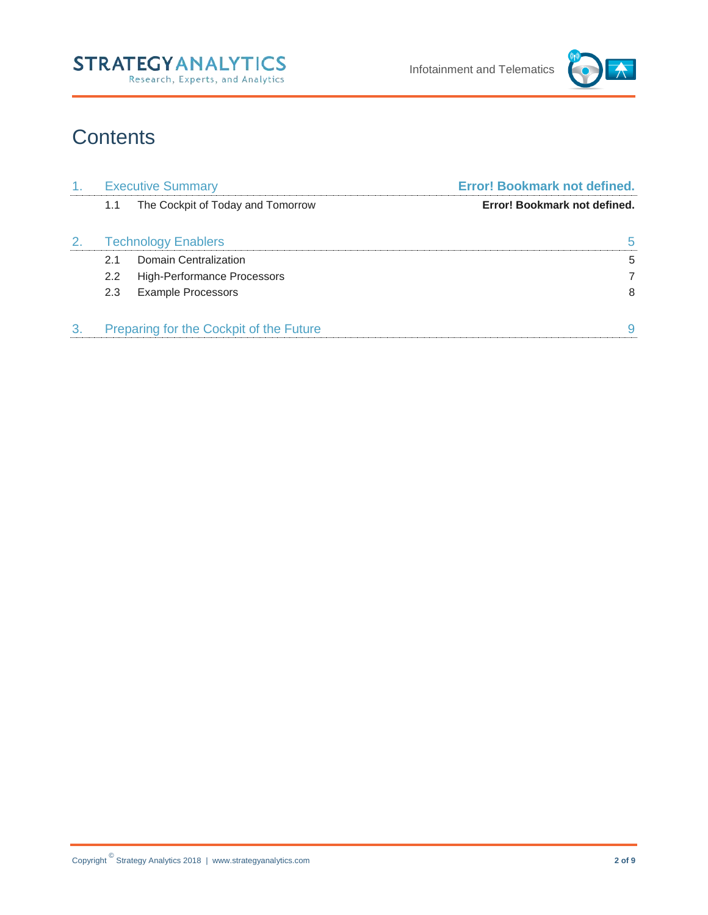# Contents

1. Executive Summary — **Error! Bookmark not defined.**
   - 1.1 The Cockpit of Today and Tomorrow — **Error! Bookmark not defined.**
2. Technology Enablers — 5
   - 2.1 Domain Centralization — 5
   - 2.2 High-Performance Processors — 7
   - 2.3 Example Processors — 8
3. Preparing for the Cockpit of the Future — 9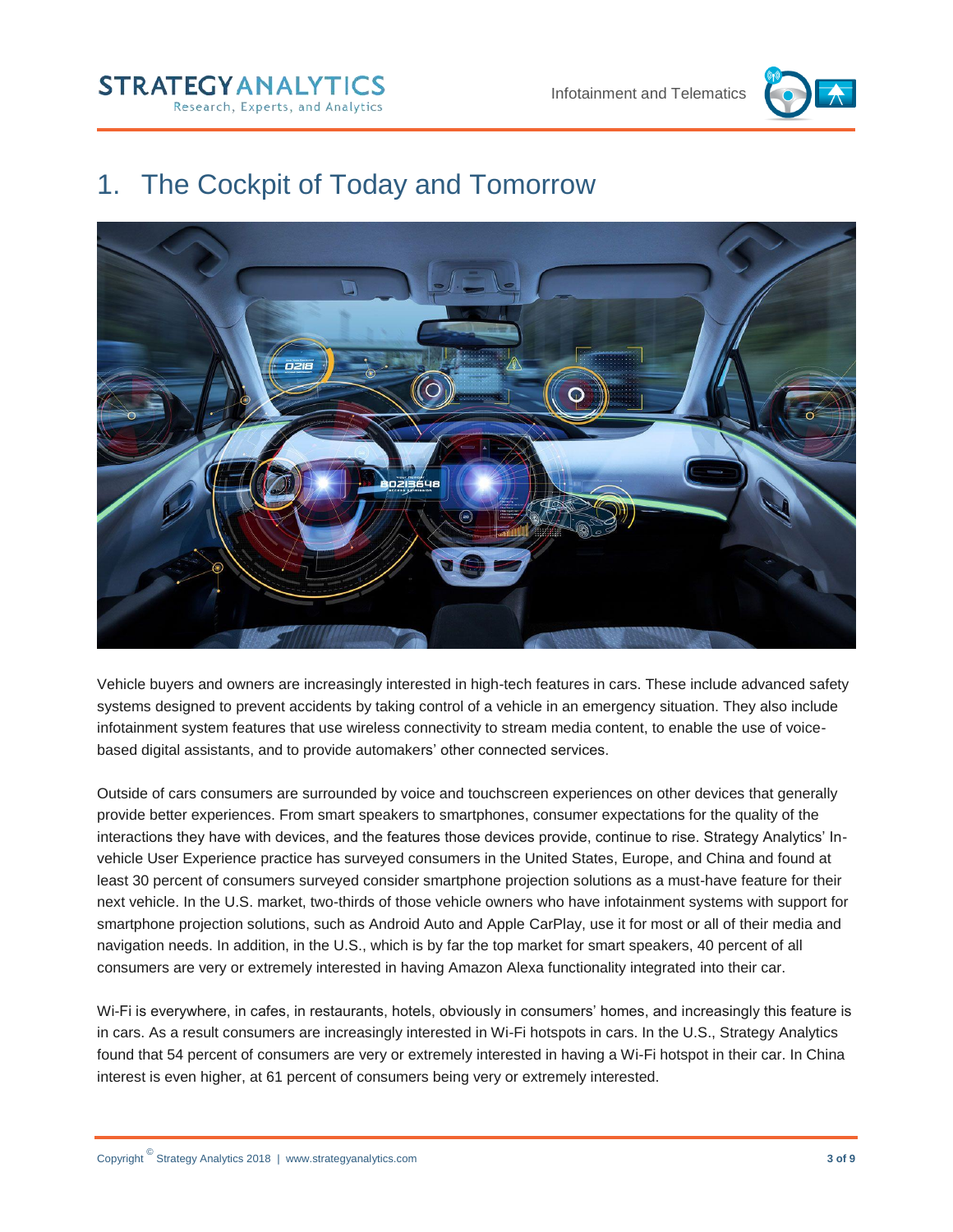# 1. The Cockpit of Today and Tomorrow

Vehicle buyers and owners are increasingly interested in high-tech features in cars. These include advanced safety systems designed to prevent accidents by taking control of a vehicle in an emergency situation. They also include infotainment system features that use wireless connectivity to stream media content, to enable the use of voice-based digital assistants, and to provide automakers' other connected services.

Outside of cars consumers are surrounded by voice and touchscreen experiences on other devices that generally provide better experiences. From smart speakers to smartphones, consumer expectations for the quality of the interactions they have with devices, and the features those devices provide, continue to rise. Strategy Analytics' In-vehicle User Experience practice has surveyed consumers in the United States, Europe, and China and found at least 30 percent of consumers surveyed consider smartphone projection solutions as a must-have feature for their next vehicle. In the U.S. market, two-thirds of those vehicle owners who have infotainment systems with support for smartphone projection solutions, such as Android Auto and Apple CarPlay, use it for most or all of their media and navigation needs. In addition, in the U.S., which is by far the top market for smart speakers, 40 percent of all consumers are very or extremely interested in having Amazon Alexa functionality integrated into their car.

Wi-Fi is everywhere, in cafes, in restaurants, hotels, obviously in consumers' homes, and increasingly this feature is in cars. As a result consumers are increasingly interested in Wi-Fi hotspots in cars. In the U.S., Strategy Analytics found that 54 percent of consumers are very or extremely interested in having a Wi-Fi hotspot in their car. In China interest is even higher, at 61 percent of consumers being very or extremely interested.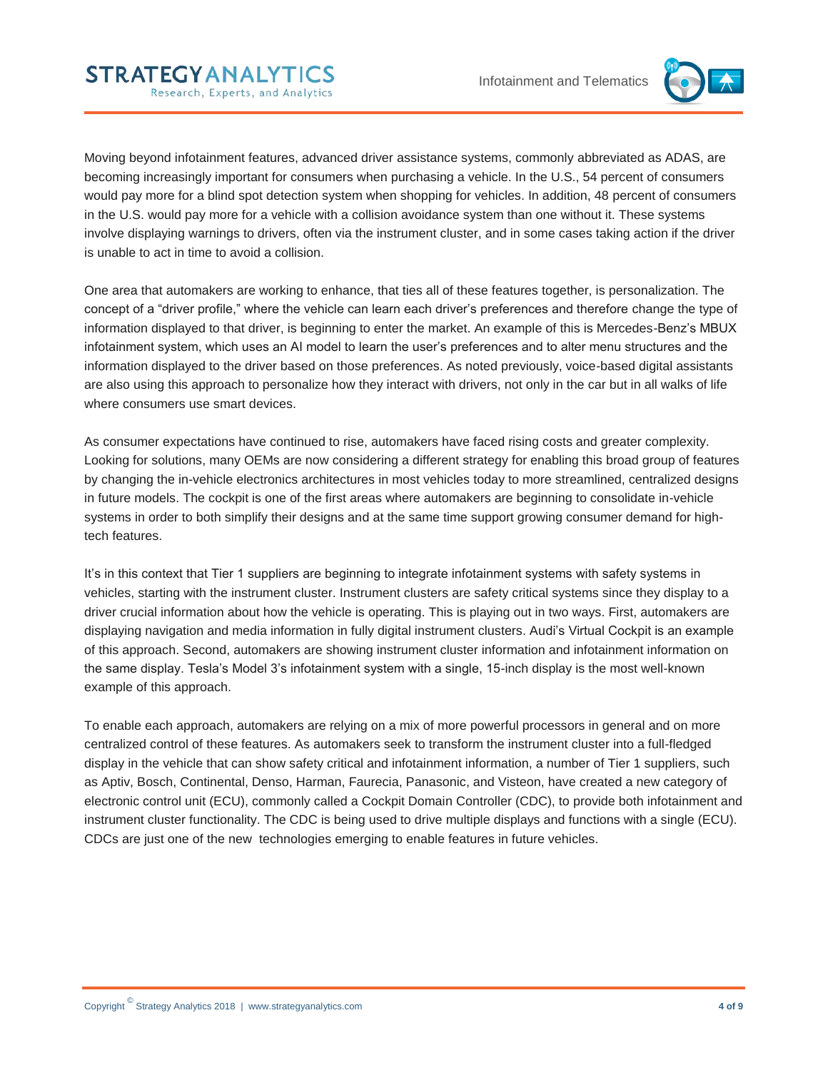Moving beyond infotainment features, advanced driver assistance systems, commonly abbreviated as ADAS, are becoming increasingly important for consumers when purchasing a vehicle. In the U.S., 54 percent of consumers would pay more for a blind spot detection system when shopping for vehicles. In addition, 48 percent of consumers in the U.S. would pay more for a vehicle with a collision avoidance system than one without it. These systems involve displaying warnings to drivers, often via the instrument cluster, and in some cases taking action if the driver is unable to act in time to avoid a collision.

One area that automakers are working to enhance, that ties all of these features together, is personalization. The concept of a "driver profile," where the vehicle can learn each driver's preferences and therefore change the type of information displayed to that driver, is beginning to enter the market. An example of this is Mercedes-Benz's MBUX infotainment system, which uses an AI model to learn the user's preferences and to alter menu structures and the information displayed to the driver based on those preferences. As noted previously, voice-based digital assistants are also using this approach to personalize how they interact with drivers, not only in the car but in all walks of life where consumers use smart devices.

As consumer expectations have continued to rise, automakers have faced rising costs and greater complexity. Looking for solutions, many OEMs are now considering a different strategy for enabling this broad group of features by changing the in-vehicle electronics architectures in most vehicles today to more streamlined, centralized designs in future models. The cockpit is one of the first areas where automakers are beginning to consolidate in-vehicle systems in order to both simplify their designs and at the same time support growing consumer demand for high-tech features.

It's in this context that Tier 1 suppliers are beginning to integrate infotainment systems with safety systems in vehicles, starting with the instrument cluster. Instrument clusters are safety critical systems since they display to a driver crucial information about how the vehicle is operating. This is playing out in two ways. First, automakers are displaying navigation and media information in fully digital instrument clusters. Audi's Virtual Cockpit is an example of this approach. Second, automakers are showing instrument cluster information and infotainment information on the same display. Tesla's Model 3's infotainment system with a single, 15-inch display is the most well-known example of this approach.

To enable each approach, automakers are relying on a mix of more powerful processors in general and on more centralized control of these features. As automakers seek to transform the instrument cluster into a full-fledged display in the vehicle that can show safety critical and infotainment information, a number of Tier 1 suppliers, such as Aptiv, Bosch, Continental, Denso, Harman, Faurecia, Panasonic, and Visteon, have created a new category of electronic control unit (ECU), commonly called a Cockpit Domain Controller (CDC), to provide both infotainment and instrument cluster functionality. The CDC is being used to drive multiple displays and functions with a single (ECU). CDCs are just one of the new technologies emerging to enable features in future vehicles.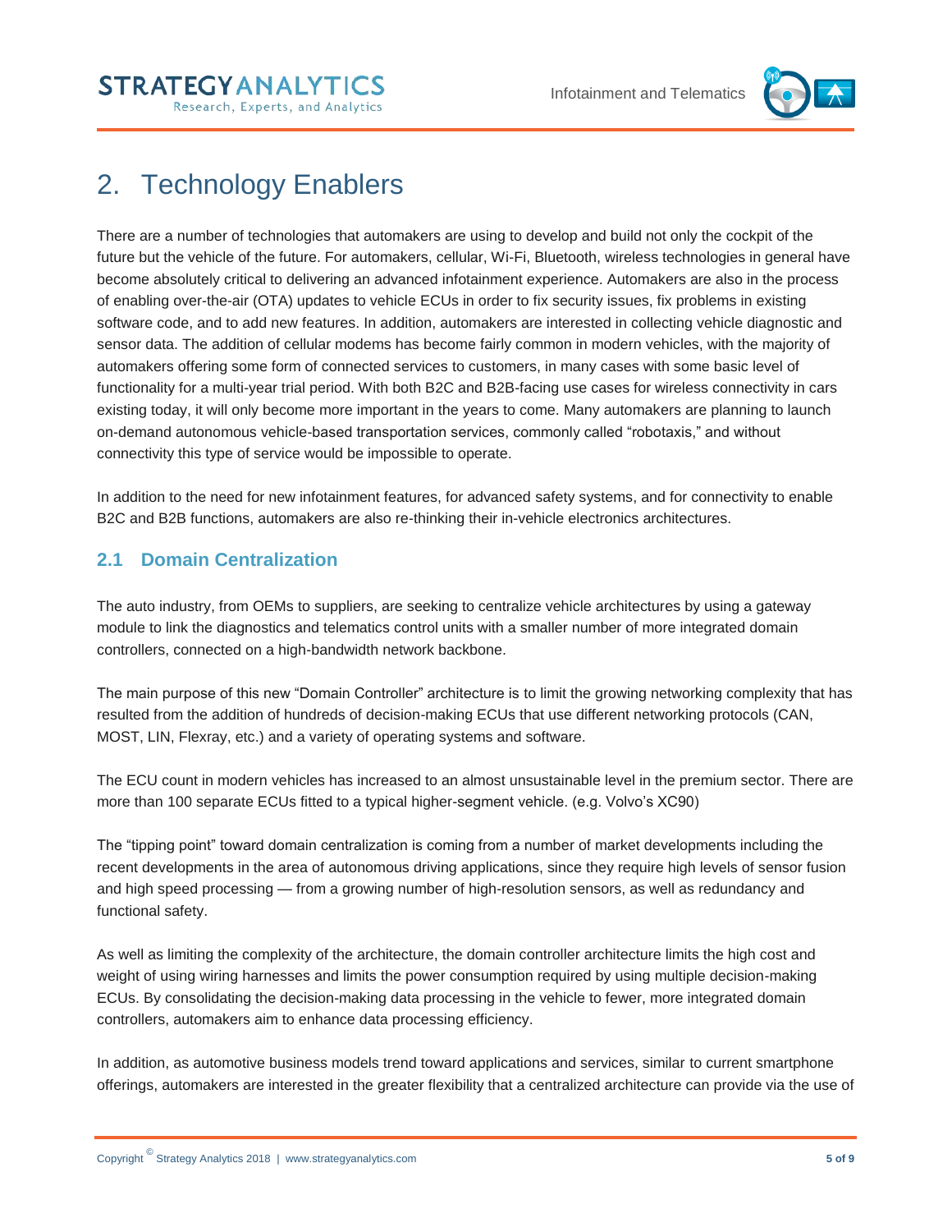# 2. Technology Enablers

There are a number of technologies that automakers are using to develop and build not only the cockpit of the future but the vehicle of the future. For automakers, cellular, Wi-Fi, Bluetooth, wireless technologies in general have become absolutely critical to delivering an advanced infotainment experience. Automakers are also in the process of enabling over-the-air (OTA) updates to vehicle ECUs in order to fix security issues, fix problems in existing software code, and to add new features. In addition, automakers are interested in collecting vehicle diagnostic and sensor data. The addition of cellular modems has become fairly common in modern vehicles, with the majority of automakers offering some form of connected services to customers, in many cases with some basic level of functionality for a multi-year trial period. With both B2C and B2B-facing use cases for wireless connectivity in cars existing today, it will only become more important in the years to come. Many automakers are planning to launch on-demand autonomous vehicle-based transportation services, commonly called "robotaxis," and without connectivity this type of service would be impossible to operate.

In addition to the need for new infotainment features, for advanced safety systems, and for connectivity to enable B2C and B2B functions, automakers are also re-thinking their in-vehicle electronics architectures.

## 2.1 Domain Centralization

The auto industry, from OEMs to suppliers, are seeking to centralize vehicle architectures by using a gateway module to link the diagnostics and telematics control units with a smaller number of more integrated domain controllers, connected on a high-bandwidth network backbone.

The main purpose of this new "Domain Controller" architecture is to limit the growing networking complexity that has resulted from the addition of hundreds of decision-making ECUs that use different networking protocols (CAN, MOST, LIN, Flexray, etc.) and a variety of operating systems and software.

The ECU count in modern vehicles has increased to an almost unsustainable level in the premium sector. There are more than 100 separate ECUs fitted to a typical higher-segment vehicle. (e.g. Volvo's XC90)

The "tipping point" toward domain centralization is coming from a number of market developments including the recent developments in the area of autonomous driving applications, since they require high levels of sensor fusion and high speed processing — from a growing number of high-resolution sensors, as well as redundancy and functional safety.

As well as limiting the complexity of the architecture, the domain controller architecture limits the high cost and weight of using wiring harnesses and limits the power consumption required by using multiple decision-making ECUs. By consolidating the decision-making data processing in the vehicle to fewer, more integrated domain controllers, automakers aim to enhance data processing efficiency.

In addition, as automotive business models trend toward applications and services, similar to current smartphone offerings, automakers are interested in the greater flexibility that a centralized architecture can provide via the use of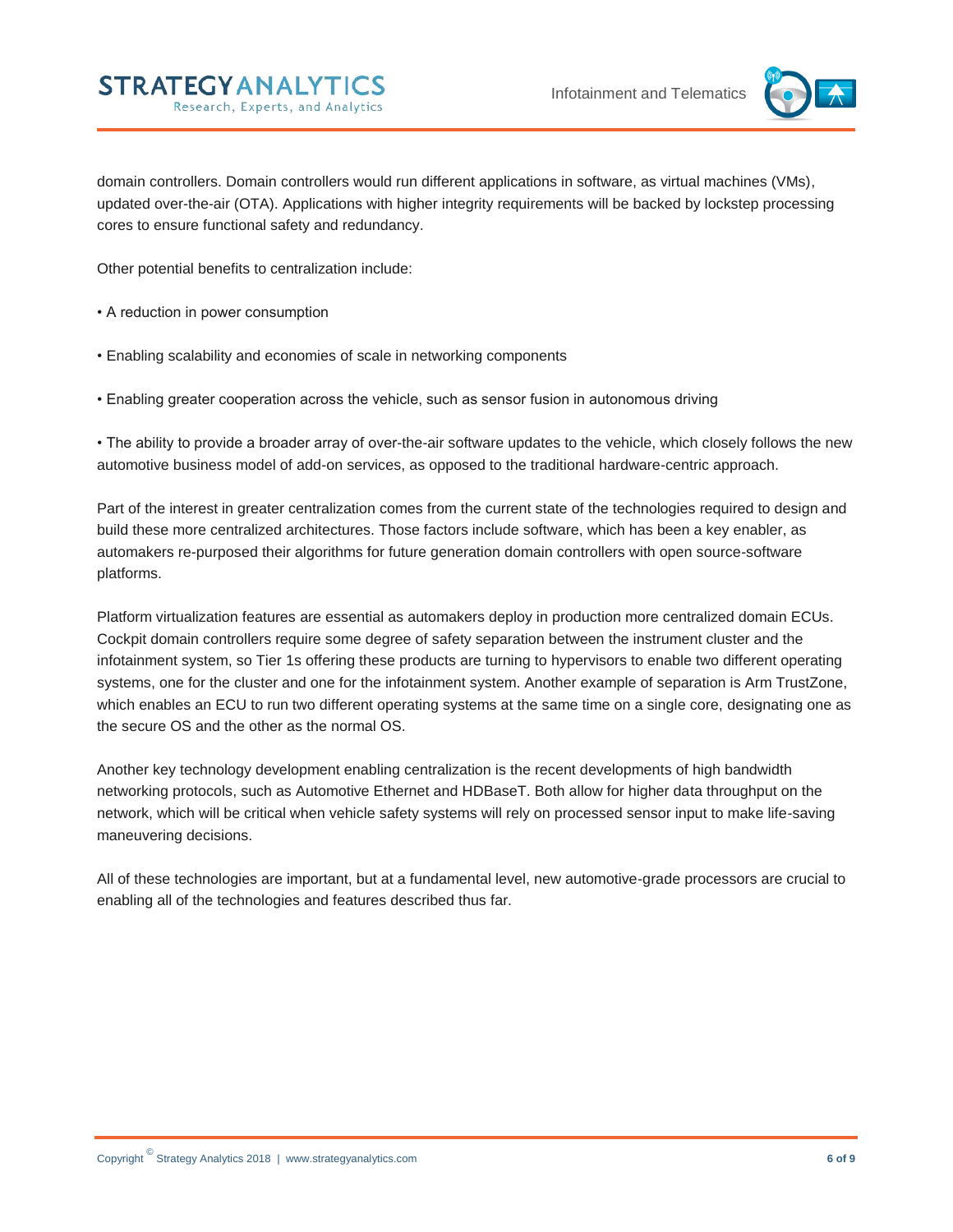domain controllers. Domain controllers would run different applications in software, as virtual machines (VMs), updated over-the-air (OTA). Applications with higher integrity requirements will be backed by lockstep processing cores to ensure functional safety and redundancy.

Other potential benefits to centralization include:

• A reduction in power consumption

• Enabling scalability and economies of scale in networking components

• Enabling greater cooperation across the vehicle, such as sensor fusion in autonomous driving

• The ability to provide a broader array of over-the-air software updates to the vehicle, which closely follows the new automotive business model of add-on services, as opposed to the traditional hardware-centric approach.

Part of the interest in greater centralization comes from the current state of the technologies required to design and build these more centralized architectures. Those factors include software, which has been a key enabler, as automakers re-purposed their algorithms for future generation domain controllers with open source-software platforms.

Platform virtualization features are essential as automakers deploy in production more centralized domain ECUs. Cockpit domain controllers require some degree of safety separation between the instrument cluster and the infotainment system, so Tier 1s offering these products are turning to hypervisors to enable two different operating systems, one for the cluster and one for the infotainment system. Another example of separation is Arm TrustZone, which enables an ECU to run two different operating systems at the same time on a single core, designating one as the secure OS and the other as the normal OS.

Another key technology development enabling centralization is the recent developments of high bandwidth networking protocols, such as Automotive Ethernet and HDBaseT. Both allow for higher data throughput on the network, which will be critical when vehicle safety systems will rely on processed sensor input to make life-saving maneuvering decisions.

All of these technologies are important, but at a fundamental level, new automotive-grade processors are crucial to enabling all of the technologies and features described thus far.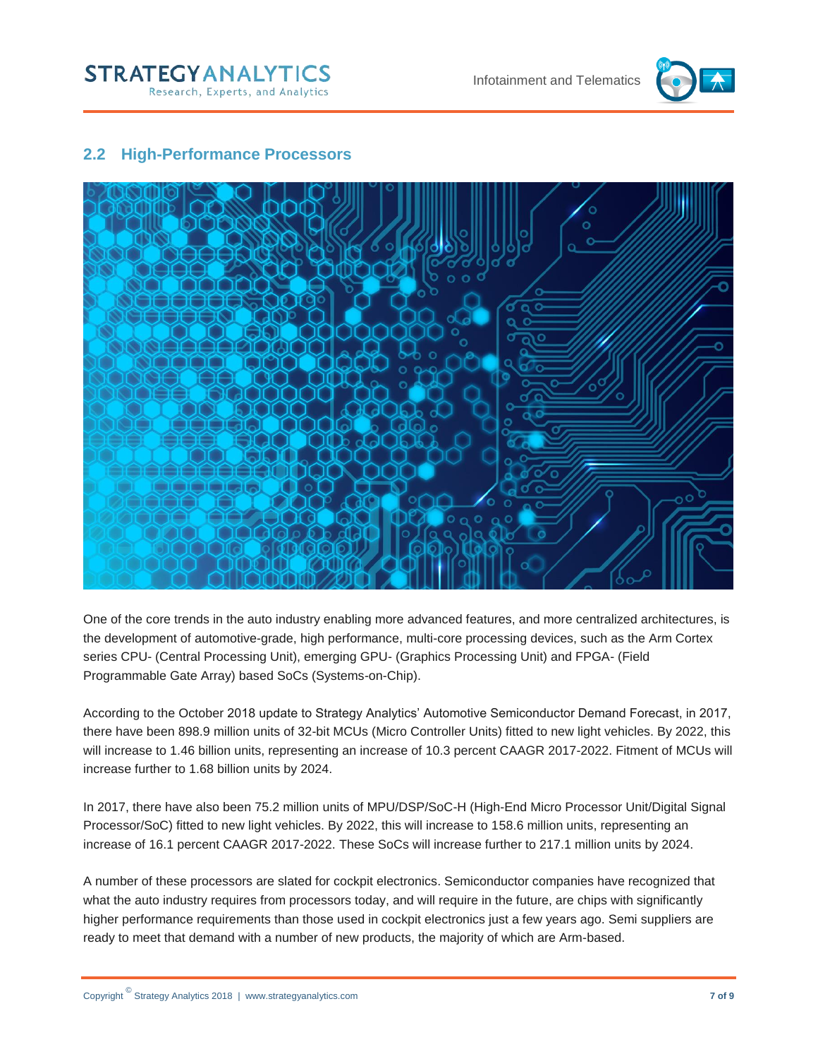## 2.2 High-Performance Processors

One of the core trends in the auto industry enabling more advanced features, and more centralized architectures, is the development of automotive-grade, high performance, multi-core processing devices, such as the Arm Cortex series CPU- (Central Processing Unit), emerging GPU- (Graphics Processing Unit) and FPGA- (Field Programmable Gate Array) based SoCs (Systems-on-Chip).

According to the October 2018 update to Strategy Analytics' Automotive Semiconductor Demand Forecast, in 2017, there have been 898.9 million units of 32-bit MCUs (Micro Controller Units) fitted to new light vehicles. By 2022, this will increase to 1.46 billion units, representing an increase of 10.3 percent CAAGR 2017-2022. Fitment of MCUs will increase further to 1.68 billion units by 2024.

In 2017, there have also been 75.2 million units of MPU/DSP/SoC-H (High-End Micro Processor Unit/Digital Signal Processor/SoC) fitted to new light vehicles. By 2022, this will increase to 158.6 million units, representing an increase of 16.1 percent CAAGR 2017-2022. These SoCs will increase further to 217.1 million units by 2024.

A number of these processors are slated for cockpit electronics. Semiconductor companies have recognized that what the auto industry requires from processors today, and will require in the future, are chips with significantly higher performance requirements than those used in cockpit electronics just a few years ago. Semi suppliers are ready to meet that demand with a number of new products, the majority of which are Arm-based.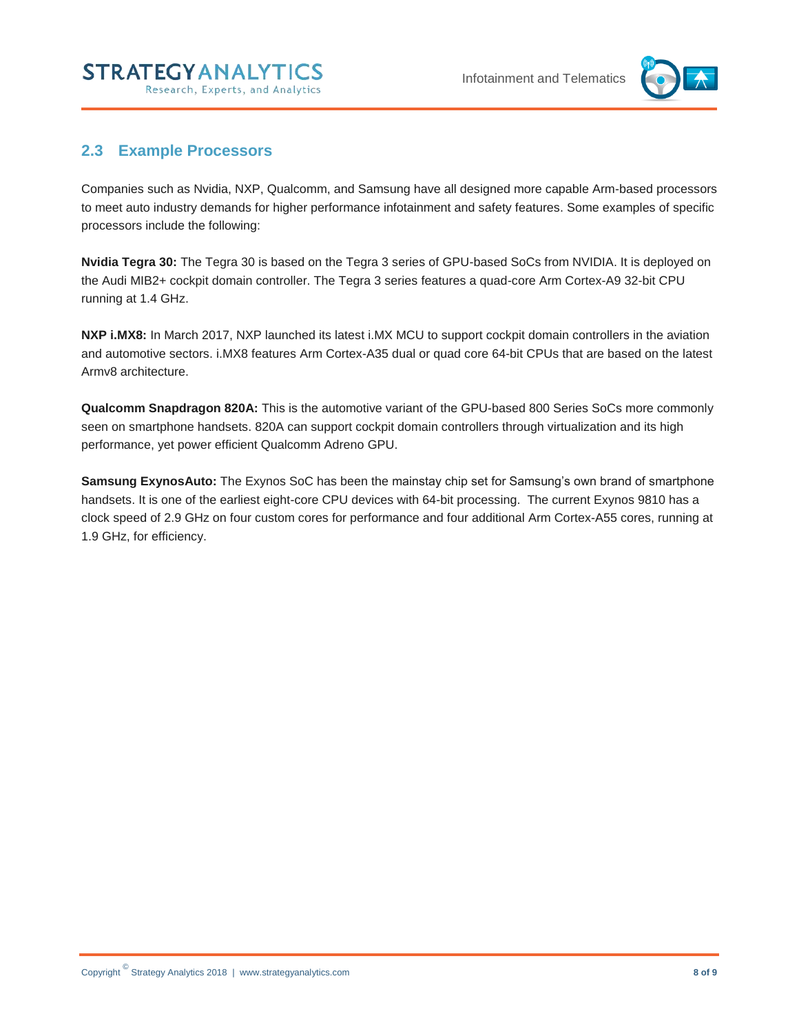## 2.3 Example Processors

Companies such as Nvidia, NXP, Qualcomm, and Samsung have all designed more capable Arm-based processors to meet auto industry demands for higher performance infotainment and safety features. Some examples of specific processors include the following:

**Nvidia Tegra 30:** The Tegra 30 is based on the Tegra 3 series of GPU-based SoCs from NVIDIA. It is deployed on the Audi MIB2+ cockpit domain controller. The Tegra 3 series features a quad-core Arm Cortex-A9 32-bit CPU running at 1.4 GHz.

**NXP i.MX8:** In March 2017, NXP launched its latest i.MX MCU to support cockpit domain controllers in the aviation and automotive sectors. i.MX8 features Arm Cortex-A35 dual or quad core 64-bit CPUs that are based on the latest Armv8 architecture.

**Qualcomm Snapdragon 820A:** This is the automotive variant of the GPU-based 800 Series SoCs more commonly seen on smartphone handsets. 820A can support cockpit domain controllers through virtualization and its high performance, yet power efficient Qualcomm Adreno GPU.

**Samsung ExynosAuto:** The Exynos SoC has been the mainstay chip set for Samsung's own brand of smartphone handsets. It is one of the earliest eight-core CPU devices with 64-bit processing. The current Exynos 9810 has a clock speed of 2.9 GHz on four custom cores for performance and four additional Arm Cortex-A55 cores, running at 1.9 GHz, for efficiency.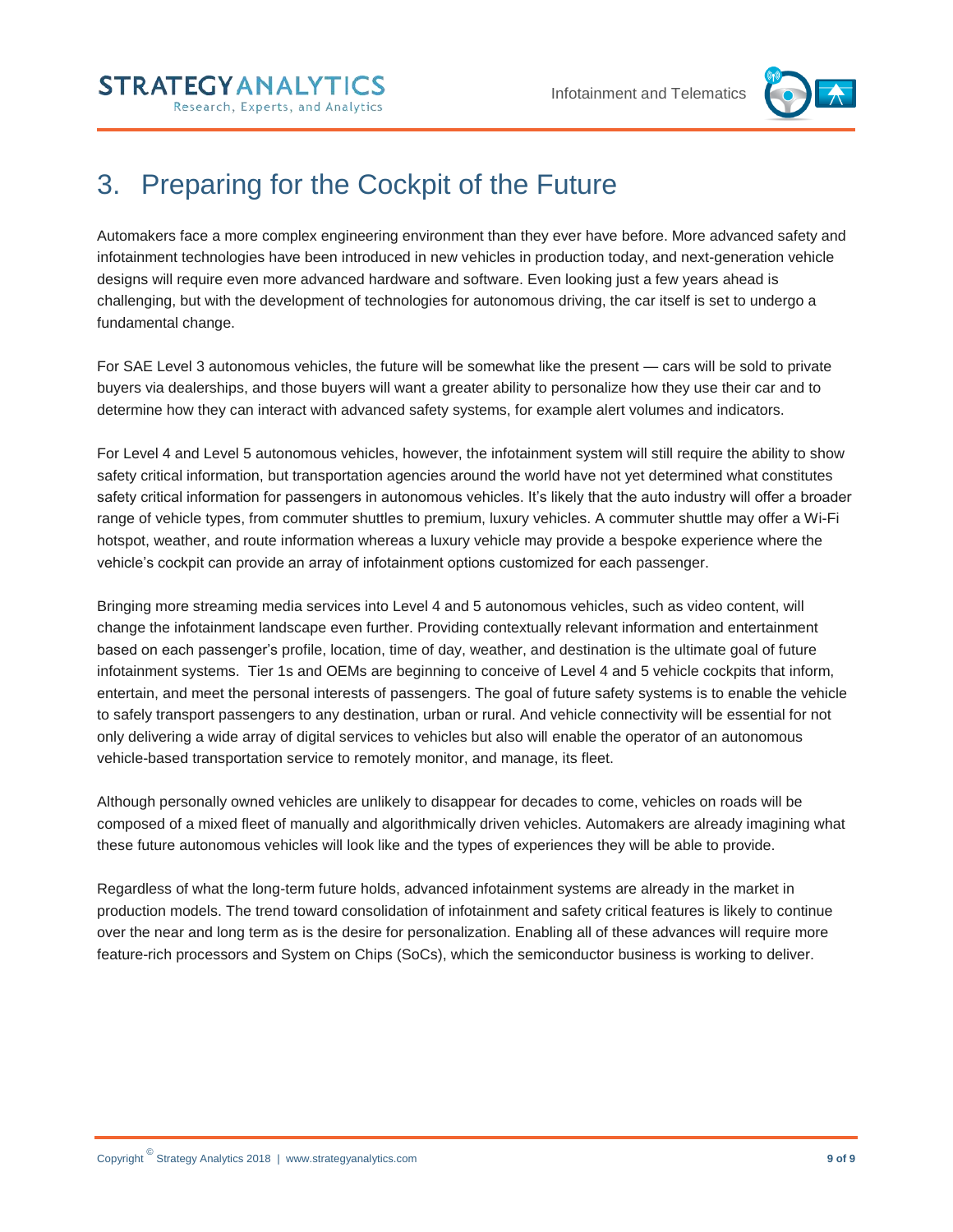# 3. Preparing for the Cockpit of the Future

Automakers face a more complex engineering environment than they ever have before. More advanced safety and infotainment technologies have been introduced in new vehicles in production today, and next-generation vehicle designs will require even more advanced hardware and software. Even looking just a few years ahead is challenging, but with the development of technologies for autonomous driving, the car itself is set to undergo a fundamental change.

For SAE Level 3 autonomous vehicles, the future will be somewhat like the present — cars will be sold to private buyers via dealerships, and those buyers will want a greater ability to personalize how they use their car and to determine how they can interact with advanced safety systems, for example alert volumes and indicators.

For Level 4 and Level 5 autonomous vehicles, however, the infotainment system will still require the ability to show safety critical information, but transportation agencies around the world have not yet determined what constitutes safety critical information for passengers in autonomous vehicles. It's likely that the auto industry will offer a broader range of vehicle types, from commuter shuttles to premium, luxury vehicles. A commuter shuttle may offer a Wi-Fi hotspot, weather, and route information whereas a luxury vehicle may provide a bespoke experience where the vehicle's cockpit can provide an array of infotainment options customized for each passenger.

Bringing more streaming media services into Level 4 and 5 autonomous vehicles, such as video content, will change the infotainment landscape even further. Providing contextually relevant information and entertainment based on each passenger's profile, location, time of day, weather, and destination is the ultimate goal of future infotainment systems. Tier 1s and OEMs are beginning to conceive of Level 4 and 5 vehicle cockpits that inform, entertain, and meet the personal interests of passengers. The goal of future safety systems is to enable the vehicle to safely transport passengers to any destination, urban or rural. And vehicle connectivity will be essential for not only delivering a wide array of digital services to vehicles but also will enable the operator of an autonomous vehicle-based transportation service to remotely monitor, and manage, its fleet.

Although personally owned vehicles are unlikely to disappear for decades to come, vehicles on roads will be composed of a mixed fleet of manually and algorithmically driven vehicles. Automakers are already imagining what these future autonomous vehicles will look like and the types of experiences they will be able to provide.

Regardless of what the long-term future holds, advanced infotainment systems are already in the market in production models. The trend toward consolidation of infotainment and safety critical features is likely to continue over the near and long term as is the desire for personalization. Enabling all of these advances will require more feature-rich processors and System on Chips (SoCs), which the semiconductor business is working to deliver.